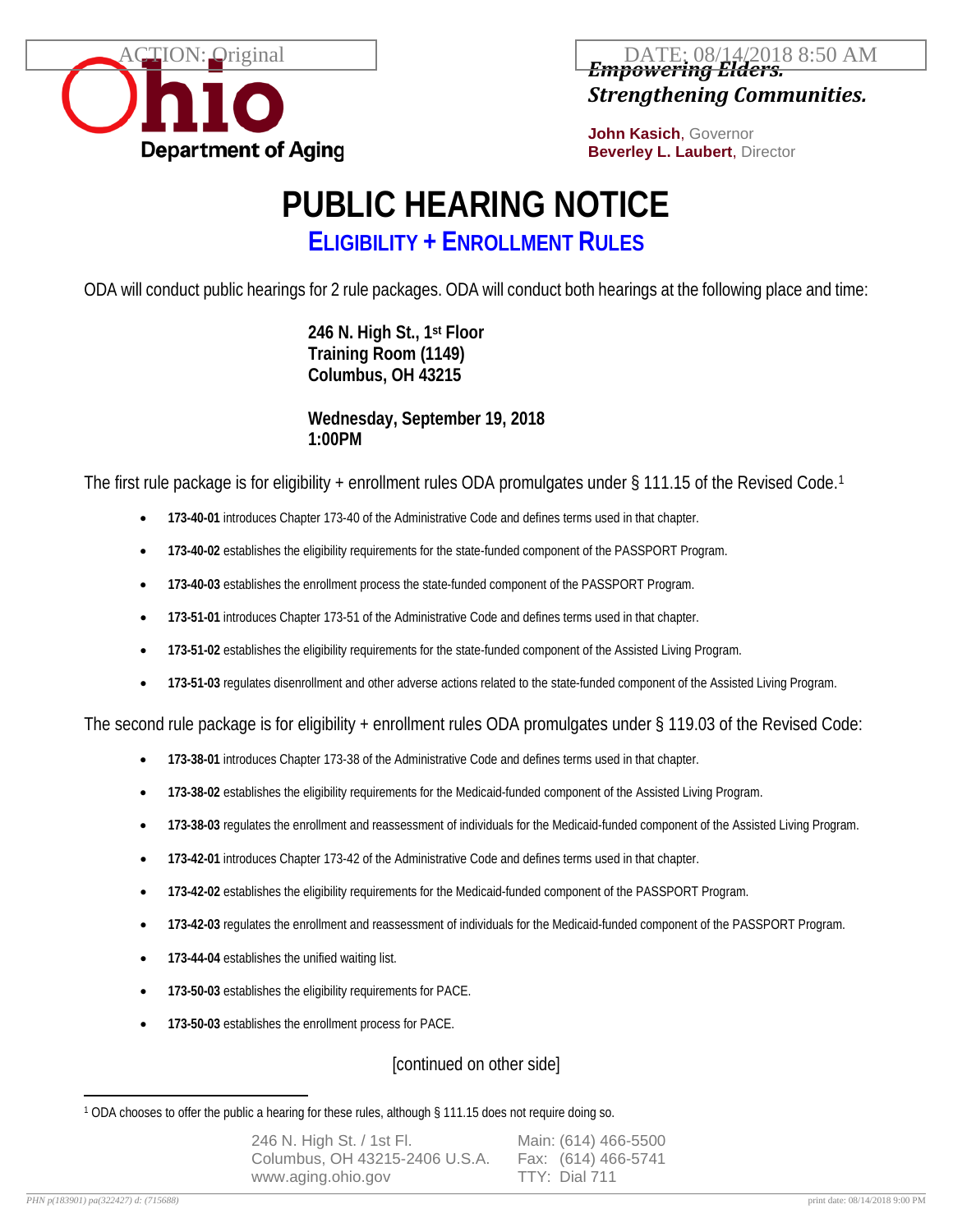ACTION: Original

DATE: 08/14/2018 8:50 AM

**Ohio Department of Aging**

***Empowering Elders. Strengthening Communities.***

**John Kasich**, Governor
**Beverley L. Laubert**, Director

# PUBLIC HEARING NOTICE

## ELIGIBILITY + ENROLLMENT RULES

ODA will conduct public hearings for 2 rule packages. ODA will conduct both hearings at the following place and time:

**246 N. High St., 1st Floor**
**Training Room (1149)**
**Columbus, OH 43215**

**Wednesday, September 19, 2018**
**1:00PM**

The first rule package is for eligibility + enrollment rules ODA promulgates under § 111.15 of the Revised Code.[1]

- **173-40-01** introduces Chapter 173-40 of the Administrative Code and defines terms used in that chapter.
- **173-40-02** establishes the eligibility requirements for the state-funded component of the PASSPORT Program.
- **173-40-03** establishes the enrollment process the state-funded component of the PASSPORT Program.
- **173-51-01** introduces Chapter 173-51 of the Administrative Code and defines terms used in that chapter.
- **173-51-02** establishes the eligibility requirements for the state-funded component of the Assisted Living Program.
- **173-51-03** regulates disenrollment and other adverse actions related to the state-funded component of the Assisted Living Program.

The second rule package is for eligibility + enrollment rules ODA promulgates under § 119.03 of the Revised Code:

- **173-38-01** introduces Chapter 173-38 of the Administrative Code and defines terms used in that chapter.
- **173-38-02** establishes the eligibility requirements for the Medicaid-funded component of the Assisted Living Program.
- **173-38-03** regulates the enrollment and reassessment of individuals for the Medicaid-funded component of the Assisted Living Program.
- **173-42-01** introduces Chapter 173-42 of the Administrative Code and defines terms used in that chapter.
- **173-42-02** establishes the eligibility requirements for the Medicaid-funded component of the PASSPORT Program.
- **173-42-03** regulates the enrollment and reassessment of individuals for the Medicaid-funded component of the PASSPORT Program.
- **173-44-04** establishes the unified waiting list.
- **173-50-03** establishes the eligibility requirements for PACE.
- **173-50-03** establishes the enrollment process for PACE.

[continued on other side]

[1] ODA chooses to offer the public a hearing for these rules, although § 111.15 does not require doing so.

246 N. High St. / 1st Fl.
Columbus, OH 43215-2406 U.S.A.
www.aging.ohio.gov

Main: (614) 466-5500
Fax: (614) 466-5741
TTY: Dial 711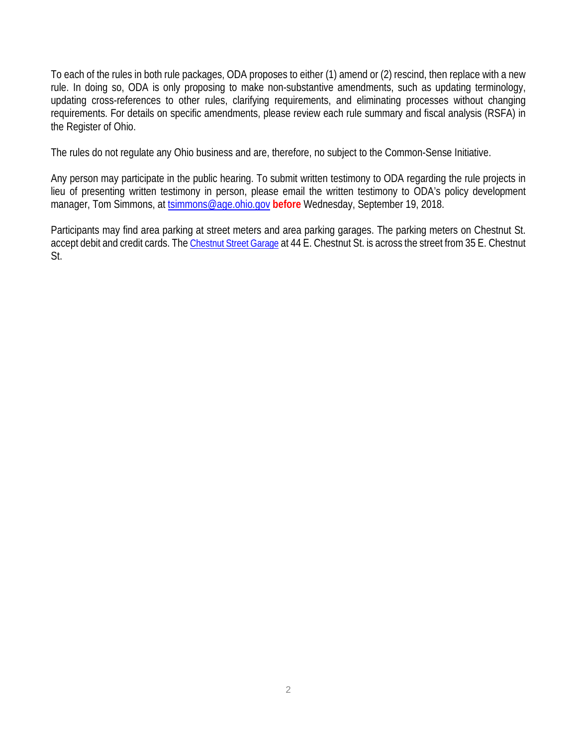To each of the rules in both rule packages, ODA proposes to either (1) amend or (2) rescind, then replace with a new rule. In doing so, ODA is only proposing to make non-substantive amendments, such as updating terminology, updating cross-references to other rules, clarifying requirements, and eliminating processes without changing requirements. For details on specific amendments, please review each rule summary and fiscal analysis (RSFA) in the Register of Ohio.

The rules do not regulate any Ohio business and are, therefore, no subject to the Common-Sense Initiative.

Any person may participate in the public hearing. To submit written testimony to ODA regarding the rule projects in lieu of presenting written testimony in person, please email the written testimony to ODA's policy development manager, Tom Simmons, at tsimmons@age.ohio.gov **before** Wednesday, September 19, 2018.

Participants may find area parking at street meters and area parking garages. The parking meters on Chestnut St. accept debit and credit cards. The Chestnut Street Garage at 44 E. Chestnut St. is across the street from 35 E. Chestnut St.